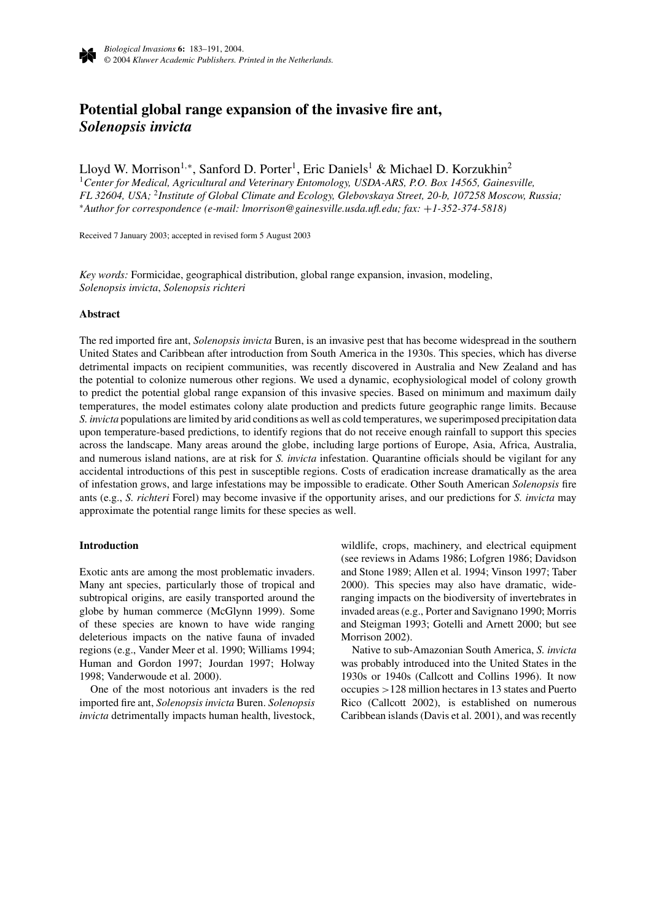# Potential global range expansion of the invasive fire ant, *Solenopsis invicta*

Lloyd W. Morrison[1,*], Sanford D. Porter[1], Eric Daniels[1] & Michael D. Korzukhin[2]

[1]*Center for Medical, Agricultural and Veterinary Entomology, USDA-ARS, P.O. Box 14565, Gainesville, FL 32604, USA;* [2]*Institute of Global Climate and Ecology, Glebovskaya Street, 20-b, 107258 Moscow, Russia;* [*]*Author for correspondence (e-mail: lmorrison@gainesville.usda.ufl.edu; fax: +1-352-374-5818)*

Received 7 January 2003; accepted in revised form 5 August 2003

*Key words:* Formicidae, geographical distribution, global range expansion, invasion, modeling, *Solenopsis invicta*, *Solenopsis richteri*

## Abstract

The red imported fire ant, *Solenopsis invicta* Buren, is an invasive pest that has become widespread in the southern United States and Caribbean after introduction from South America in the 1930s. This species, which has diverse detrimental impacts on recipient communities, was recently discovered in Australia and New Zealand and has the potential to colonize numerous other regions. We used a dynamic, ecophysiological model of colony growth to predict the potential global range expansion of this invasive species. Based on minimum and maximum daily temperatures, the model estimates colony alate production and predicts future geographic range limits. Because *S. invicta* populations are limited by arid conditions as well as cold temperatures, we superimposed precipitation data upon temperature-based predictions, to identify regions that do not receive enough rainfall to support this species across the landscape. Many areas around the globe, including large portions of Europe, Asia, Africa, Australia, and numerous island nations, are at risk for *S. invicta* infestation. Quarantine officials should be vigilant for any accidental introductions of this pest in susceptible regions. Costs of eradication increase dramatically as the area of infestation grows, and large infestations may be impossible to eradicate. Other South American *Solenopsis* fire ants (e.g., *S. richteri* Forel) may become invasive if the opportunity arises, and our predictions for *S. invicta* may approximate the potential range limits for these species as well.

## Introduction

Exotic ants are among the most problematic invaders. Many ant species, particularly those of tropical and subtropical origins, are easily transported around the globe by human commerce (McGlynn 1999). Some of these species are known to have wide ranging deleterious impacts on the native fauna of invaded regions (e.g., Vander Meer et al. 1990; Williams 1994; Human and Gordon 1997; Jourdan 1997; Holway 1998; Vanderwoude et al. 2000).

One of the most notorious ant invaders is the red imported fire ant, *Solenopsis invicta* Buren. *Solenopsis invicta* detrimentally impacts human health, livestock, wildlife, crops, machinery, and electrical equipment (see reviews in Adams 1986; Lofgren 1986; Davidson and Stone 1989; Allen et al. 1994; Vinson 1997; Taber 2000). This species may also have dramatic, wide-ranging impacts on the biodiversity of invertebrates in invaded areas (e.g., Porter and Savignano 1990; Morris and Steigman 1993; Gotelli and Arnett 2000; but see Morrison 2002).

Native to sub-Amazonian South America, *S. invicta* was probably introduced into the United States in the 1930s or 1940s (Callcott and Collins 1996). It now occupies >128 million hectares in 13 states and Puerto Rico (Callcott 2002), is established on numerous Caribbean islands (Davis et al. 2001), and was recently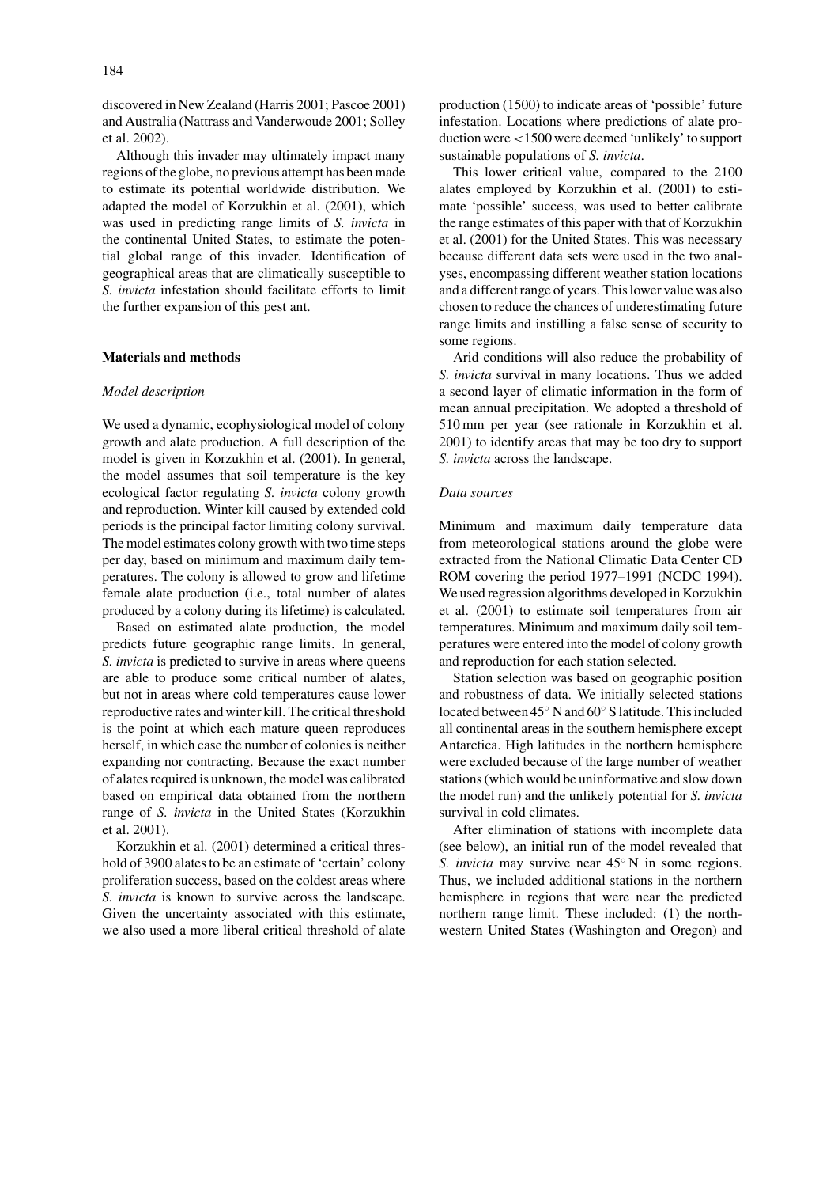discovered in New Zealand (Harris 2001; Pascoe 2001) and Australia (Nattrass and Vanderwoude 2001; Solley et al. 2002).

Although this invader may ultimately impact many regions of the globe, no previous attempt has been made to estimate its potential worldwide distribution. We adapted the model of Korzukhin et al. (2001), which was used in predicting range limits of *S. invicta* in the continental United States, to estimate the potential global range of this invader. Identification of geographical areas that are climatically susceptible to *S. invicta* infestation should facilitate efforts to limit the further expansion of this pest ant.

## Materials and methods

### *Model description*

We used a dynamic, ecophysiological model of colony growth and alate production. A full description of the model is given in Korzukhin et al. (2001). In general, the model assumes that soil temperature is the key ecological factor regulating *S. invicta* colony growth and reproduction. Winter kill caused by extended cold periods is the principal factor limiting colony survival. The model estimates colony growth with two time steps per day, based on minimum and maximum daily temperatures. The colony is allowed to grow and lifetime female alate production (i.e., total number of alates produced by a colony during its lifetime) is calculated.

Based on estimated alate production, the model predicts future geographic range limits. In general, *S. invicta* is predicted to survive in areas where queens are able to produce some critical number of alates, but not in areas where cold temperatures cause lower reproductive rates and winter kill. The critical threshold is the point at which each mature queen reproduces herself, in which case the number of colonies is neither expanding nor contracting. Because the exact number of alates required is unknown, the model was calibrated based on empirical data obtained from the northern range of *S. invicta* in the United States (Korzukhin et al. 2001).

Korzukhin et al. (2001) determined a critical threshold of 3900 alates to be an estimate of 'certain' colony proliferation success, based on the coldest areas where *S. invicta* is known to survive across the landscape. Given the uncertainty associated with this estimate, we also used a more liberal critical threshold of alate production (1500) to indicate areas of 'possible' future infestation. Locations where predictions of alate production were <1500 were deemed 'unlikely' to support sustainable populations of *S. invicta*.

This lower critical value, compared to the 2100 alates employed by Korzukhin et al. (2001) to estimate 'possible' success, was used to better calibrate the range estimates of this paper with that of Korzukhin et al. (2001) for the United States. This was necessary because different data sets were used in the two analyses, encompassing different weather station locations and a different range of years. This lower value was also chosen to reduce the chances of underestimating future range limits and instilling a false sense of security to some regions.

Arid conditions will also reduce the probability of *S. invicta* survival in many locations. Thus we added a second layer of climatic information in the form of mean annual precipitation. We adopted a threshold of 510 mm per year (see rationale in Korzukhin et al. 2001) to identify areas that may be too dry to support *S. invicta* across the landscape.

### *Data sources*

Minimum and maximum daily temperature data from meteorological stations around the globe were extracted from the National Climatic Data Center CD ROM covering the period 1977–1991 (NCDC 1994). We used regression algorithms developed in Korzukhin et al. (2001) to estimate soil temperatures from air temperatures. Minimum and maximum daily soil temperatures were entered into the model of colony growth and reproduction for each station selected.

Station selection was based on geographic position and robustness of data. We initially selected stations located between 45° N and 60° S latitude. This included all continental areas in the southern hemisphere except Antarctica. High latitudes in the northern hemisphere were excluded because of the large number of weather stations (which would be uninformative and slow down the model run) and the unlikely potential for *S. invicta* survival in cold climates.

After elimination of stations with incomplete data (see below), an initial run of the model revealed that *S. invicta* may survive near 45° N in some regions. Thus, we included additional stations in the northern hemisphere in regions that were near the predicted northern range limit. These included: (1) the northwestern United States (Washington and Oregon) and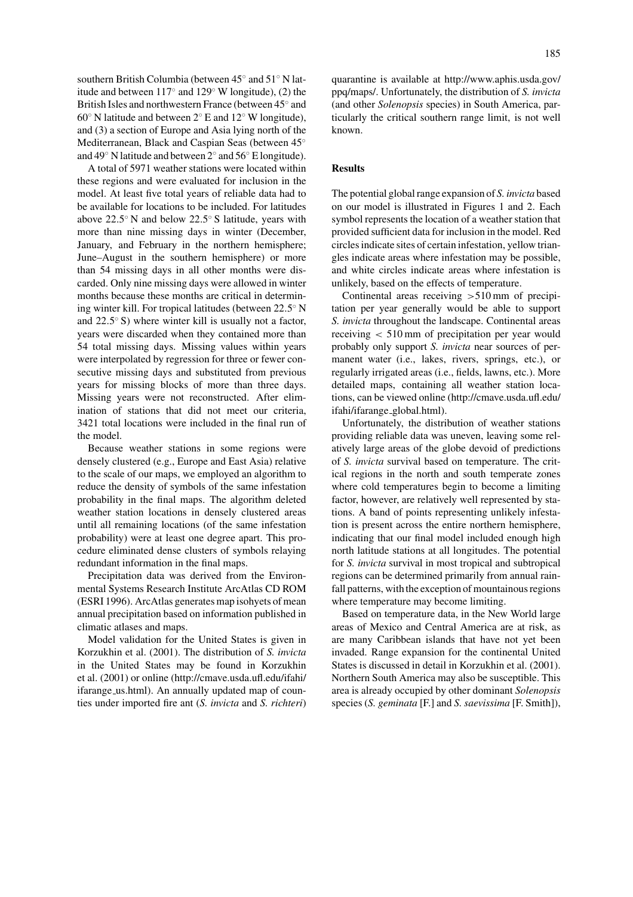southern British Columbia (between 45° and 51° N latitude and between 117° and 129° W longitude), (2) the British Isles and northwestern France (between 45° and 60° N latitude and between 2° E and 12° W longitude), and (3) a section of Europe and Asia lying north of the Mediterranean, Black and Caspian Seas (between 45° and 49° N latitude and between 2° and 56° E longitude).

A total of 5971 weather stations were located within these regions and were evaluated for inclusion in the model. At least five total years of reliable data had to be available for locations to be included. For latitudes above 22.5° N and below 22.5° S latitude, years with more than nine missing days in winter (December, January, and February in the northern hemisphere; June–August in the southern hemisphere) or more than 54 missing days in all other months were discarded. Only nine missing days were allowed in winter months because these months are critical in determining winter kill. For tropical latitudes (between 22.5° N and 22.5° S) where winter kill is usually not a factor, years were discarded when they contained more than 54 total missing days. Missing values within years were interpolated by regression for three or fewer consecutive missing days and substituted from previous years for missing blocks of more than three days. Missing years were not reconstructed. After elimination of stations that did not meet our criteria, 3421 total locations were included in the final run of the model.

Because weather stations in some regions were densely clustered (e.g., Europe and East Asia) relative to the scale of our maps, we employed an algorithm to reduce the density of symbols of the same infestation probability in the final maps. The algorithm deleted weather station locations in densely clustered areas until all remaining locations (of the same infestation probability) were at least one degree apart. This procedure eliminated dense clusters of symbols relaying redundant information in the final maps.

Precipitation data was derived from the Environmental Systems Research Institute ArcAtlas CD ROM (ESRI 1996). ArcAtlas generates map isohyets of mean annual precipitation based on information published in climatic atlases and maps.

Model validation for the United States is given in Korzukhin et al. (2001). The distribution of *S. invicta* in the United States may be found in Korzukhin et al. (2001) or online (http://cmave.usda.ufl.edu/ifahi/ifarange_us.html). An annually updated map of counties under imported fire ant (*S. invicta* and *S. richteri*) quarantine is available at http://www.aphis.usda.gov/ppq/maps/. Unfortunately, the distribution of *S. invicta* (and other *Solenopsis* species) in South America, particularly the critical southern range limit, is not well known.

## Results

The potential global range expansion of *S. invicta* based on our model is illustrated in Figures 1 and 2. Each symbol represents the location of a weather station that provided sufficient data for inclusion in the model. Red circles indicate sites of certain infestation, yellow triangles indicate areas where infestation may be possible, and white circles indicate areas where infestation is unlikely, based on the effects of temperature.

Continental areas receiving >510 mm of precipitation per year generally would be able to support *S. invicta* throughout the landscape. Continental areas receiving < 510 mm of precipitation per year would probably only support *S. invicta* near sources of permanent water (i.e., lakes, rivers, springs, etc.), or regularly irrigated areas (i.e., fields, lawns, etc.). More detailed maps, containing all weather station locations, can be viewed online (http://cmave.usda.ufl.edu/ifahi/ifarange_global.html).

Unfortunately, the distribution of weather stations providing reliable data was uneven, leaving some relatively large areas of the globe devoid of predictions of *S. invicta* survival based on temperature. The critical regions in the north and south temperate zones where cold temperatures begin to become a limiting factor, however, are relatively well represented by stations. A band of points representing unlikely infestation is present across the entire northern hemisphere, indicating that our final model included enough high north latitude stations at all longitudes. The potential for *S. invicta* survival in most tropical and subtropical regions can be determined primarily from annual rainfall patterns, with the exception of mountainous regions where temperature may become limiting.

Based on temperature data, in the New World large areas of Mexico and Central America are at risk, as are many Caribbean islands that have not yet been invaded. Range expansion for the continental United States is discussed in detail in Korzukhin et al. (2001). Northern South America may also be susceptible. This area is already occupied by other dominant *Solenopsis* species (*S. geminata* [F.] and *S. saevissima* [F. Smith]),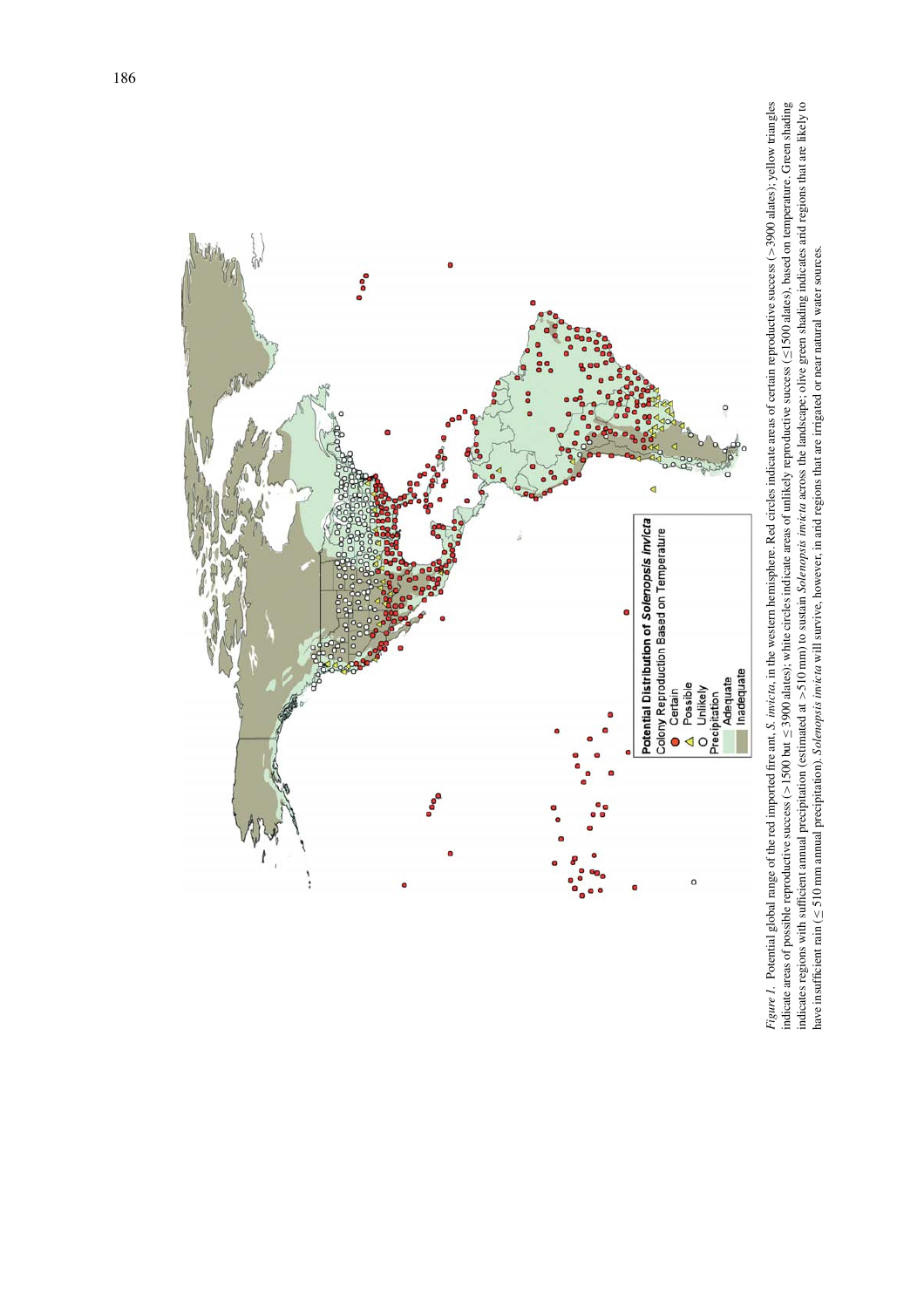*Figure 1.* Potential global range of the red imported fire ant, *S. invicta*, in the western hemisphere. Red circles indicate areas of certain reproductive success (>3900 alates); yellow triangles indicate areas of possible reproductive success (>1500 but ≤3900 alates); white circles indicate areas of unlikely reproductive success (≤1500 alates), based on temperature. Green shading indicates regions with sufficient annual precipitation (estimated at >510 mm) to sustain *Solenopsis invicta* across the landscape; olive green shading indicates arid regions that are likely to have insufficient rain (≤ 510 mm annual precipitation). *Solenopsis invicta* will survive, however, in arid regions that are irrigated or near natural water sources.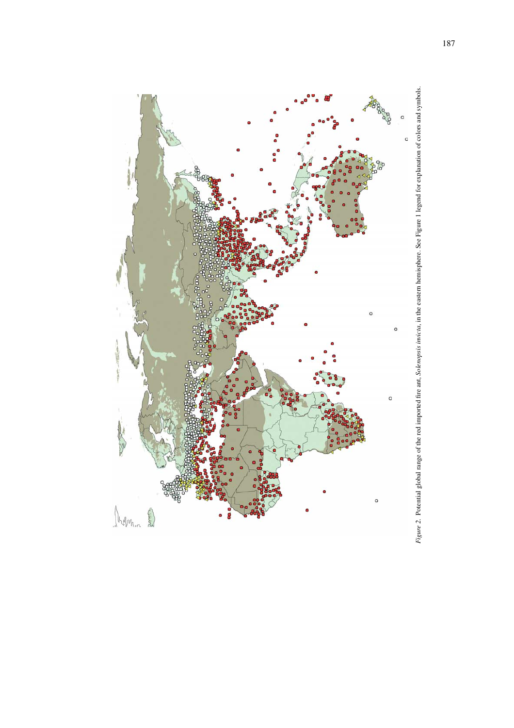*Figure 2.* Potential global range of the red imported fire ant, *Solenopsis invicta*, in the eastern hemisphere. See Figure 1 legend for explanation of colors and symbols.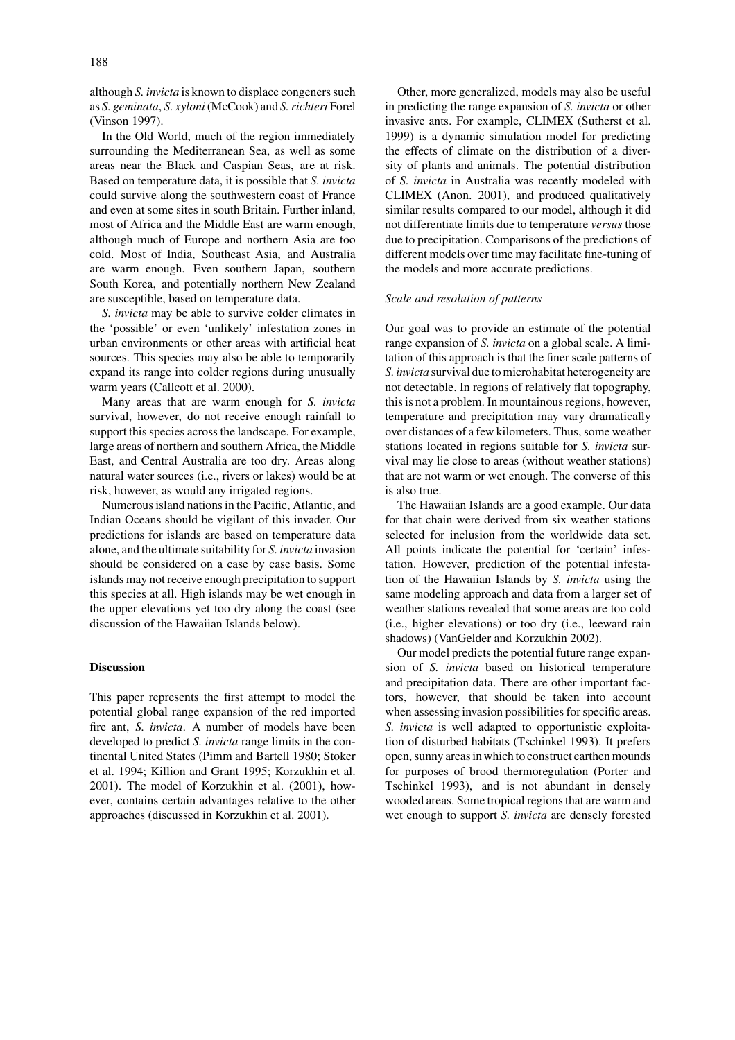although *S. invicta* is known to displace congeners such as *S. geminata*, *S. xyloni* (McCook) and *S. richteri* Forel (Vinson 1997).

In the Old World, much of the region immediately surrounding the Mediterranean Sea, as well as some areas near the Black and Caspian Seas, are at risk. Based on temperature data, it is possible that *S. invicta* could survive along the southwestern coast of France and even at some sites in south Britain. Further inland, most of Africa and the Middle East are warm enough, although much of Europe and northern Asia are too cold. Most of India, Southeast Asia, and Australia are warm enough. Even southern Japan, southern South Korea, and potentially northern New Zealand are susceptible, based on temperature data.

*S. invicta* may be able to survive colder climates in the 'possible' or even 'unlikely' infestation zones in urban environments or other areas with artificial heat sources. This species may also be able to temporarily expand its range into colder regions during unusually warm years (Callcott et al. 2000).

Many areas that are warm enough for *S. invicta* survival, however, do not receive enough rainfall to support this species across the landscape. For example, large areas of northern and southern Africa, the Middle East, and Central Australia are too dry. Areas along natural water sources (i.e., rivers or lakes) would be at risk, however, as would any irrigated regions.

Numerous island nations in the Pacific, Atlantic, and Indian Oceans should be vigilant of this invader. Our predictions for islands are based on temperature data alone, and the ultimate suitability for *S. invicta* invasion should be considered on a case by case basis. Some islands may not receive enough precipitation to support this species at all. High islands may be wet enough in the upper elevations yet too dry along the coast (see discussion of the Hawaiian Islands below).

## Discussion

This paper represents the first attempt to model the potential global range expansion of the red imported fire ant, *S. invicta*. A number of models have been developed to predict *S. invicta* range limits in the continental United States (Pimm and Bartell 1980; Stoker et al. 1994; Killion and Grant 1995; Korzukhin et al. 2001). The model of Korzukhin et al. (2001), however, contains certain advantages relative to the other approaches (discussed in Korzukhin et al. 2001).

Other, more generalized, models may also be useful in predicting the range expansion of *S. invicta* or other invasive ants. For example, CLIMEX (Sutherst et al. 1999) is a dynamic simulation model for predicting the effects of climate on the distribution of a diversity of plants and animals. The potential distribution of *S. invicta* in Australia was recently modeled with CLIMEX (Anon. 2001), and produced qualitatively similar results compared to our model, although it did not differentiate limits due to temperature *versus* those due to precipitation. Comparisons of the predictions of different models over time may facilitate fine-tuning of the models and more accurate predictions.

### *Scale and resolution of patterns*

Our goal was to provide an estimate of the potential range expansion of *S. invicta* on a global scale. A limitation of this approach is that the finer scale patterns of *S. invicta* survival due to microhabitat heterogeneity are not detectable. In regions of relatively flat topography, this is not a problem. In mountainous regions, however, temperature and precipitation may vary dramatically over distances of a few kilometers. Thus, some weather stations located in regions suitable for *S. invicta* survival may lie close to areas (without weather stations) that are not warm or wet enough. The converse of this is also true.

The Hawaiian Islands are a good example. Our data for that chain were derived from six weather stations selected for inclusion from the worldwide data set. All points indicate the potential for 'certain' infestation. However, prediction of the potential infestation of the Hawaiian Islands by *S. invicta* using the same modeling approach and data from a larger set of weather stations revealed that some areas are too cold (i.e., higher elevations) or too dry (i.e., leeward rain shadows) (VanGelder and Korzukhin 2002).

Our model predicts the potential future range expansion of *S. invicta* based on historical temperature and precipitation data. There are other important factors, however, that should be taken into account when assessing invasion possibilities for specific areas. *S. invicta* is well adapted to opportunistic exploitation of disturbed habitats (Tschinkel 1993). It prefers open, sunny areas in which to construct earthen mounds for purposes of brood thermoregulation (Porter and Tschinkel 1993), and is not abundant in densely wooded areas. Some tropical regions that are warm and wet enough to support *S. invicta* are densely forested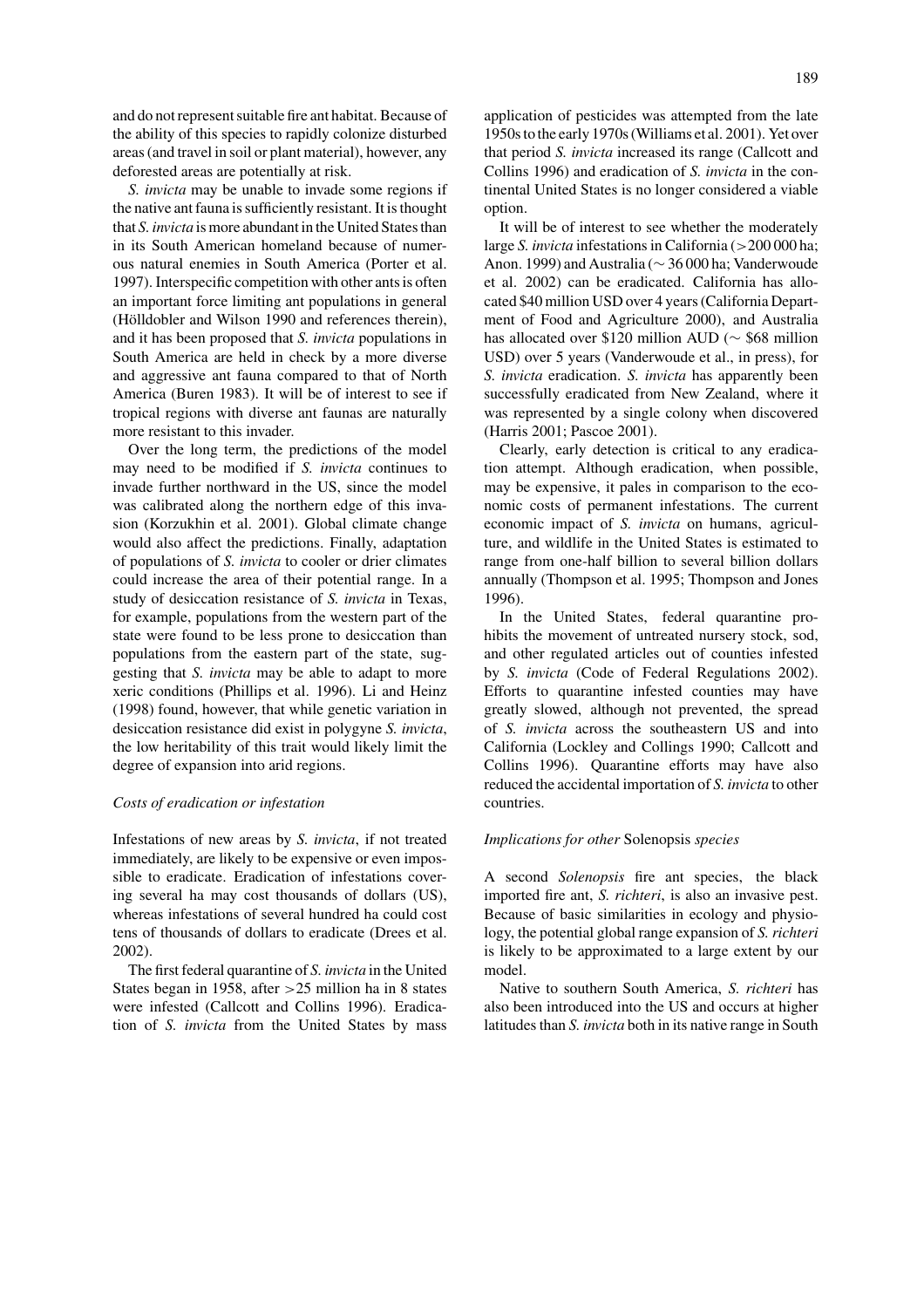and do not represent suitable fire ant habitat. Because of the ability of this species to rapidly colonize disturbed areas (and travel in soil or plant material), however, any deforested areas are potentially at risk.

*S. invicta* may be unable to invade some regions if the native ant fauna is sufficiently resistant. It is thought that *S. invicta* is more abundant in the United States than in its South American homeland because of numerous natural enemies in South America (Porter et al. 1997). Interspecific competition with other ants is often an important force limiting ant populations in general (Hölldobler and Wilson 1990 and references therein), and it has been proposed that *S. invicta* populations in South America are held in check by a more diverse and aggressive ant fauna compared to that of North America (Buren 1983). It will be of interest to see if tropical regions with diverse ant faunas are naturally more resistant to this invader.

Over the long term, the predictions of the model may need to be modified if *S. invicta* continues to invade further northward in the US, since the model was calibrated along the northern edge of this invasion (Korzukhin et al. 2001). Global climate change would also affect the predictions. Finally, adaptation of populations of *S. invicta* to cooler or drier climates could increase the area of their potential range. In a study of desiccation resistance of *S. invicta* in Texas, for example, populations from the western part of the state were found to be less prone to desiccation than populations from the eastern part of the state, suggesting that *S. invicta* may be able to adapt to more xeric conditions (Phillips et al. 1996). Li and Heinz (1998) found, however, that while genetic variation in desiccation resistance did exist in polygyne *S. invicta*, the low heritability of this trait would likely limit the degree of expansion into arid regions.

### *Costs of eradication or infestation*

Infestations of new areas by *S. invicta*, if not treated immediately, are likely to be expensive or even impossible to eradicate. Eradication of infestations covering several ha may cost thousands of dollars (US), whereas infestations of several hundred ha could cost tens of thousands of dollars to eradicate (Drees et al. 2002).

The first federal quarantine of *S. invicta* in the United States began in 1958, after >25 million ha in 8 states were infested (Callcott and Collins 1996). Eradication of *S. invicta* from the United States by mass application of pesticides was attempted from the late 1950s to the early 1970s (Williams et al. 2001). Yet over that period *S. invicta* increased its range (Callcott and Collins 1996) and eradication of *S. invicta* in the continental United States is no longer considered a viable option.

It will be of interest to see whether the moderately large *S. invicta* infestations in California (>200 000 ha; Anon. 1999) and Australia (~ 36 000 ha; Vanderwoude et al. 2002) can be eradicated. California has allocated $40 million USD over 4 years (California Department of Food and Agriculture 2000), and Australia has allocated over $120 million AUD (~ $68 million USD) over 5 years (Vanderwoude et al., in press), for *S. invicta* eradication. *S. invicta* has apparently been successfully eradicated from New Zealand, where it was represented by a single colony when discovered (Harris 2001; Pascoe 2001).

Clearly, early detection is critical to any eradication attempt. Although eradication, when possible, may be expensive, it pales in comparison to the economic costs of permanent infestations. The current economic impact of *S. invicta* on humans, agriculture, and wildlife in the United States is estimated to range from one-half billion to several billion dollars annually (Thompson et al. 1995; Thompson and Jones 1996).

In the United States, federal quarantine prohibits the movement of untreated nursery stock, sod, and other regulated articles out of counties infested by *S. invicta* (Code of Federal Regulations 2002). Efforts to quarantine infested counties may have greatly slowed, although not prevented, the spread of *S. invicta* across the southeastern US and into California (Lockley and Collings 1990; Callcott and Collins 1996). Quarantine efforts may have also reduced the accidental importation of *S. invicta* to other countries.

### *Implications for other* Solenopsis *species*

A second *Solenopsis* fire ant species, the black imported fire ant, *S. richteri*, is also an invasive pest. Because of basic similarities in ecology and physiology, the potential global range expansion of *S. richteri* is likely to be approximated to a large extent by our model.

Native to southern South America, *S. richteri* has also been introduced into the US and occurs at higher latitudes than *S. invicta* both in its native range in South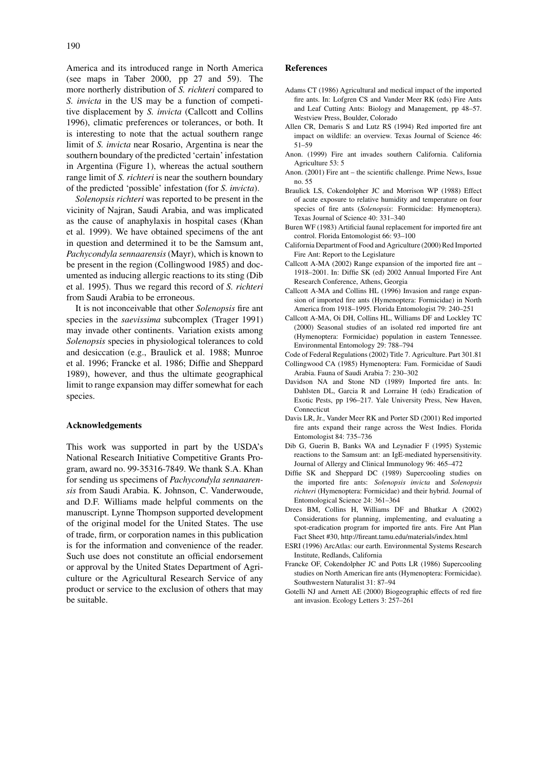America and its introduced range in North America (see maps in Taber 2000, pp 27 and 59). The more northerly distribution of *S. richteri* compared to *S. invicta* in the US may be a function of competitive displacement by *S. invicta* (Callcott and Collins 1996), climatic preferences or tolerances, or both. It is interesting to note that the actual southern range limit of *S. invicta* near Rosario, Argentina is near the southern boundary of the predicted 'certain' infestation in Argentina (Figure 1), whereas the actual southern range limit of *S. richteri* is near the southern boundary of the predicted 'possible' infestation (for *S. invicta*).

*Solenopsis richteri* was reported to be present in the vicinity of Najran, Saudi Arabia, and was implicated as the cause of anaphylaxis in hospital cases (Khan et al. 1999). We have obtained specimens of the ant in question and determined it to be the Samsum ant, *Pachycondyla sennaarensis* (Mayr), which is known to be present in the region (Collingwood 1985) and documented as inducing allergic reactions to its sting (Dib et al. 1995). Thus we regard this record of *S. richteri* from Saudi Arabia to be erroneous.

It is not inconceivable that other *Solenopsis* fire ant species in the *saevissima* subcomplex (Trager 1991) may invade other continents. Variation exists among *Solenopsis* species in physiological tolerances to cold and desiccation (e.g., Braulick et al. 1988; Munroe et al. 1996; Francke et al. 1986; Diffie and Sheppard 1989), however, and thus the ultimate geographical limit to range expansion may differ somewhat for each species.

## Acknowledgements

This work was supported in part by the USDA's National Research Initiative Competitive Grants Program, award no. 99-35316-7849. We thank S.A. Khan for sending us specimens of *Pachycondyla sennaarensis* from Saudi Arabia. K. Johnson, C. Vanderwoude, and D.F. Williams made helpful comments on the manuscript. Lynne Thompson supported development of the original model for the United States. The use of trade, firm, or corporation names in this publication is for the information and convenience of the reader. Such use does not constitute an official endorsement or approval by the United States Department of Agriculture or the Agricultural Research Service of any product or service to the exclusion of others that may be suitable.

## References

Adams CT (1986) Agricultural and medical impact of the imported fire ants. In: Lofgren CS and Vander Meer RK (eds) Fire Ants and Leaf Cutting Ants: Biology and Management, pp 48–57. Westview Press, Boulder, Colorado

Allen CR, Demaris S and Lutz RS (1994) Red imported fire ant impact on wildlife: an overview. Texas Journal of Science 46: 51–59

Anon. (1999) Fire ant invades southern California. California Agriculture 53: 5

Anon. (2001) Fire ant – the scientific challenge. Prime News, Issue no. 55

Braulick LS, Cokendolpher JC and Morrison WP (1988) Effect of acute exposure to relative humidity and temperature on four species of fire ants (*Solenopsis*: Formicidae: Hymenoptera). Texas Journal of Science 40: 331–340

Buren WF (1983) Artificial faunal replacement for imported fire ant control. Florida Entomologist 66: 93–100

California Department of Food and Agriculture (2000) Red Imported Fire Ant: Report to the Legislature

Callcott A-MA (2002) Range expansion of the imported fire ant – 1918–2001. In: Diffie SK (ed) 2002 Annual Imported Fire Ant Research Conference, Athens, Georgia

Callcott A-MA and Collins HL (1996) Invasion and range expansion of imported fire ants (Hymenoptera: Formicidae) in North America from 1918–1995. Florida Entomologist 79: 240–251

Callcott A-MA, Oi DH, Collins HL, Williams DF and Lockley TC (2000) Seasonal studies of an isolated red imported fire ant (Hymenoptera: Formicidae) population in eastern Tennessee. Environmental Entomology 29: 788–794

Code of Federal Regulations (2002) Title 7. Agriculture. Part 301.81

Collingwood CA (1985) Hymenoptera: Fam. Formicidae of Saudi Arabia. Fauna of Saudi Arabia 7: 230–302

Davidson NA and Stone ND (1989) Imported fire ants. In: Dahlsten DL, Garcia R and Lorraine H (eds) Eradication of Exotic Pests, pp 196–217. Yale University Press, New Haven, Connecticut

Davis LR, Jr., Vander Meer RK and Porter SD (2001) Red imported fire ants expand their range across the West Indies. Florida Entomologist 84: 735–736

Dib G, Guerin B, Banks WA and Leynadier F (1995) Systemic reactions to the Samsum ant: an IgE-mediated hypersensitivity. Journal of Allergy and Clinical Immunology 96: 465–472

Diffie SK and Sheppard DC (1989) Supercooling studies on the imported fire ants: *Solenopsis invicta* and *Solenopsis richteri* (Hymenoptera: Formicidae) and their hybrid. Journal of Entomological Science 24: 361–364

Drees BM, Collins H, Williams DF and Bhatkar A (2002) Considerations for planning, implementing, and evaluating a spot-eradication program for imported fire ants. Fire Ant Plan Fact Sheet #30, http://fireant.tamu.edu/materials/index.html

ESRI (1996) ArcAtlas: our earth. Environmental Systems Research Institute, Redlands, California

Francke OF, Cokendolpher JC and Potts LR (1986) Supercooling studies on North American fire ants (Hymenoptera: Formicidae). Southwestern Naturalist 31: 87–94

Gotelli NJ and Arnett AE (2000) Biogeographic effects of red fire ant invasion. Ecology Letters 3: 257–261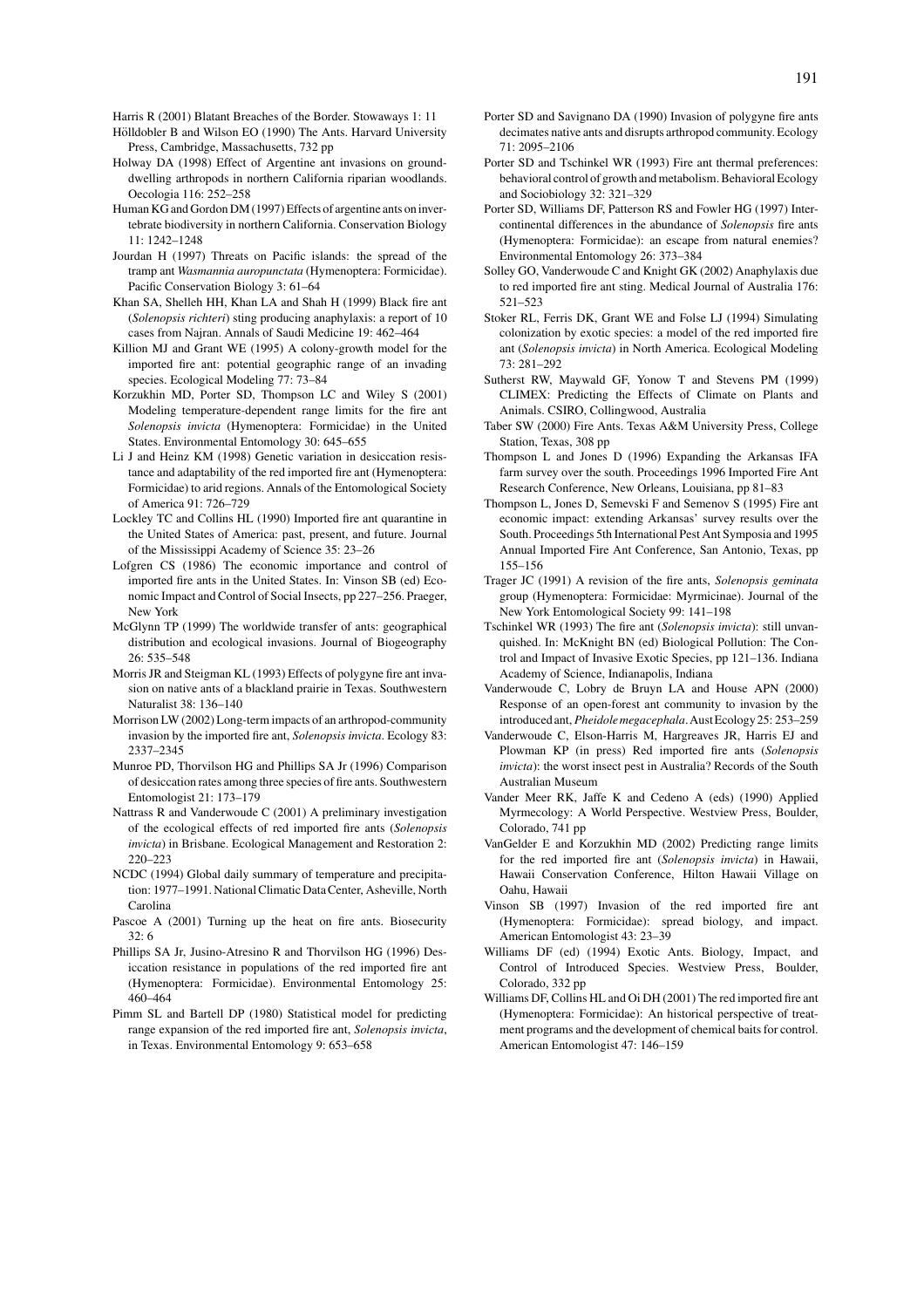Harris R (2001) Blatant Breaches of the Border. Stowaways 1: 11

Hölldobler B and Wilson EO (1990) The Ants. Harvard University Press, Cambridge, Massachusetts, 732 pp

Holway DA (1998) Effect of Argentine ant invasions on ground-dwelling arthropods in northern California riparian woodlands. Oecologia 116: 252–258

Human KG and Gordon DM (1997) Effects of argentine ants on invertebrate biodiversity in northern California. Conservation Biology 11: 1242–1248

Jourdan H (1997) Threats on Pacific islands: the spread of the tramp ant *Wasmannia auropunctata* (Hymenoptera: Formicidae). Pacific Conservation Biology 3: 61–64

Khan SA, Shelleh HH, Khan LA and Shah H (1999) Black fire ant (*Solenopsis richteri*) sting producing anaphylaxis: a report of 10 cases from Najran. Annals of Saudi Medicine 19: 462–464

Killion MJ and Grant WE (1995) A colony-growth model for the imported fire ant: potential geographic range of an invading species. Ecological Modeling 77: 73–84

Korzukhin MD, Porter SD, Thompson LC and Wiley S (2001) Modeling temperature-dependent range limits for the fire ant *Solenopsis invicta* (Hymenoptera: Formicidae) in the United States. Environmental Entomology 30: 645–655

Li J and Heinz KM (1998) Genetic variation in desiccation resistance and adaptability of the red imported fire ant (Hymenoptera: Formicidae) to arid regions. Annals of the Entomological Society of America 91: 726–729

Lockley TC and Collins HL (1990) Imported fire ant quarantine in the United States of America: past, present, and future. Journal of the Mississippi Academy of Science 35: 23–26

Lofgren CS (1986) The economic importance and control of imported fire ants in the United States. In: Vinson SB (ed) Economic Impact and Control of Social Insects, pp 227–256. Praeger, New York

McGlynn TP (1999) The worldwide transfer of ants: geographical distribution and ecological invasions. Journal of Biogeography 26: 535–548

Morris JR and Steigman KL (1993) Effects of polygyne fire ant invasion on native ants of a blackland prairie in Texas. Southwestern Naturalist 38: 136–140

Morrison LW (2002) Long-term impacts of an arthropod-community invasion by the imported fire ant, *Solenopsis invicta*. Ecology 83: 2337–2345

Munroe PD, Thorvilson HG and Phillips SA Jr (1996) Comparison of desiccation rates among three species of fire ants. Southwestern Entomologist 21: 173–179

Nattrass R and Vanderwoude C (2001) A preliminary investigation of the ecological effects of red imported fire ants (*Solenopsis invicta*) in Brisbane. Ecological Management and Restoration 2: 220–223

NCDC (1994) Global daily summary of temperature and precipitation: 1977–1991. National Climatic Data Center, Asheville, North Carolina

Pascoe A (2001) Turning up the heat on fire ants. Biosecurity 32: 6

Phillips SA Jr, Jusino-Atresino R and Thorvilson HG (1996) Desiccation resistance in populations of the red imported fire ant (Hymenoptera: Formicidae). Environmental Entomology 25: 460–464

Pimm SL and Bartell DP (1980) Statistical model for predicting range expansion of the red imported fire ant, *Solenopsis invicta*, in Texas. Environmental Entomology 9: 653–658

Porter SD and Savignano DA (1990) Invasion of polygyne fire ants decimates native ants and disrupts arthropod community. Ecology 71: 2095–2106

Porter SD and Tschinkel WR (1993) Fire ant thermal preferences: behavioral control of growth and metabolism. Behavioral Ecology and Sociobiology 32: 321–329

Porter SD, Williams DF, Patterson RS and Fowler HG (1997) Intercontinental differences in the abundance of *Solenopsis* fire ants (Hymenoptera: Formicidae): an escape from natural enemies? Environmental Entomology 26: 373–384

Solley GO, Vanderwoude C and Knight GK (2002) Anaphylaxis due to red imported fire ant sting. Medical Journal of Australia 176: 521–523

Stoker RL, Ferris DK, Grant WE and Folse LJ (1994) Simulating colonization by exotic species: a model of the red imported fire ant (*Solenopsis invicta*) in North America. Ecological Modeling 73: 281–292

Sutherst RW, Maywald GF, Yonow T and Stevens PM (1999) CLIMEX: Predicting the Effects of Climate on Plants and Animals. CSIRO, Collingwood, Australia

Taber SW (2000) Fire Ants. Texas A&M University Press, College Station, Texas, 308 pp

Thompson L and Jones D (1996) Expanding the Arkansas IFA farm survey over the south. Proceedings 1996 Imported Fire Ant Research Conference, New Orleans, Louisiana, pp 81–83

Thompson L, Jones D, Semevski F and Semenov S (1995) Fire ant economic impact: extending Arkansas' survey results over the South. Proceedings 5th International Pest Ant Symposia and 1995 Annual Imported Fire Ant Conference, San Antonio, Texas, pp 155–156

Trager JC (1991) A revision of the fire ants, *Solenopsis geminata* group (Hymenoptera: Formicidae: Myrmicinae). Journal of the New York Entomological Society 99: 141–198

Tschinkel WR (1993) The fire ant (*Solenopsis invicta*): still unvanquished. In: McKnight BN (ed) Biological Pollution: The Control and Impact of Invasive Exotic Species, pp 121–136. Indiana Academy of Science, Indianapolis, Indiana

Vanderwoude C, Lobry de Bruyn LA and House APN (2000) Response of an open-forest ant community to invasion by the introduced ant, *Pheidole megacephala*. Aust Ecology 25: 253–259

Vanderwoude C, Elson-Harris M, Hargreaves JR, Harris EJ and Plowman KP (in press) Red imported fire ants (*Solenopsis invicta*): the worst insect pest in Australia? Records of the South Australian Museum

Vander Meer RK, Jaffe K and Cedeno A (eds) (1990) Applied Myrmecology: A World Perspective. Westview Press, Boulder, Colorado, 741 pp

VanGelder E and Korzukhin MD (2002) Predicting range limits for the red imported fire ant (*Solenopsis invicta*) in Hawaii, Hawaii Conservation Conference, Hilton Hawaii Village on Oahu, Hawaii

Vinson SB (1997) Invasion of the red imported fire ant (Hymenoptera: Formicidae): spread biology, and impact. American Entomologist 43: 23–39

Williams DF (ed) (1994) Exotic Ants. Biology, Impact, and Control of Introduced Species. Westview Press, Boulder, Colorado, 332 pp

Williams DF, Collins HL and Oi DH (2001) The red imported fire ant (Hymenoptera: Formicidae): An historical perspective of treatment programs and the development of chemical baits for control. American Entomologist 47: 146–159